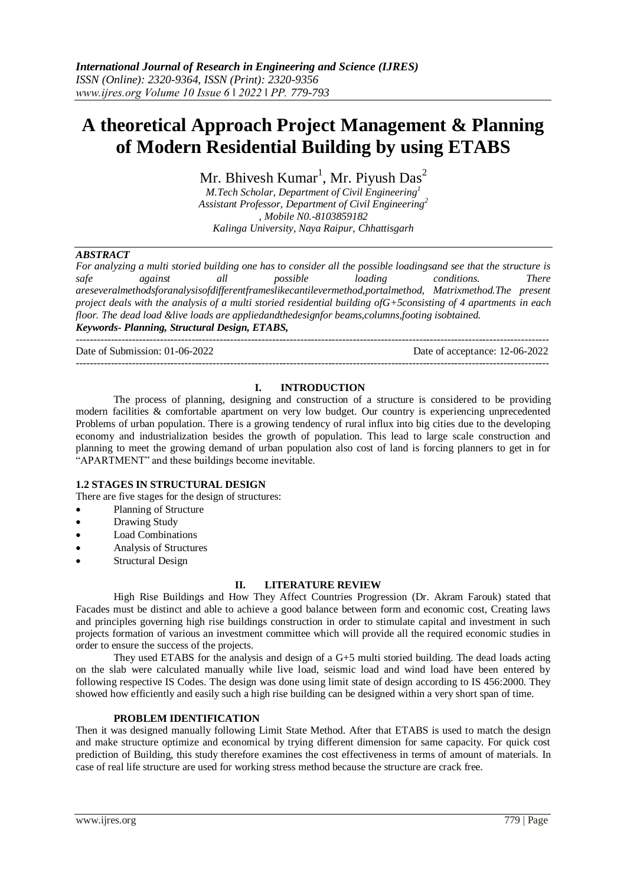# A theoretical Approach Project Management & Planning of Modern Residential Building by using ETABS

Mr. Bhivesh Kumar[1], Mr. Piyush Das[2]

*M.Tech Scholar, Department of Civil Engineering[1]*
*Assistant Professor, Department of Civil Engineering[2]*
*, Mobile N0.-8103859182*
*Kalinga University, Naya Raipur, Chhattisgarh*

### *ABSTRACT*

*For analyzing a multi storied building one has to consider all the possible loadingsand see that the structure is safe against all possible loading conditions. There areseveralmethodsforanalysisofdifferentframeslikecantilevermethod,portalmethod, Matrixmethod.The present project deals with the analysis of a multi storied residential building ofG+5consisting of 4 apartments in each floor. The dead load &live loads are appliedandthedesignfor beams,columns,footing isobtained.*

***Keywords- Planning, Structural Design, ETABS,***

---

Date of Submission: 01-06-2022 Date of acceptance: 12-06-2022

---

## I. INTRODUCTION

The process of planning, designing and construction of a structure is considered to be providing modern facilities & comfortable apartment on very low budget. Our country is experiencing unprecedented Problems of urban population. There is a growing tendency of rural influx into big cities due to the developing economy and industrialization besides the growth of population. This lead to large scale construction and planning to meet the growing demand of urban population also cost of land is forcing planners to get in for "APARTMENT" and these buildings become inevitable.

### 1.2 STAGES IN STRUCTURAL DESIGN

There are five stages for the design of structures:

- Planning of Structure
- Drawing Study
- Load Combinations
- Analysis of Structures
- Structural Design

## II. LITERATURE REVIEW

High Rise Buildings and How They Affect Countries Progression (Dr. Akram Farouk) stated that Facades must be distinct and able to achieve a good balance between form and economic cost, Creating laws and principles governing high rise buildings construction in order to stimulate capital and investment in such projects formation of various an investment committee which will provide all the required economic studies in order to ensure the success of the projects.

They used ETABS for the analysis and design of a G+5 multi storied building. The dead loads acting on the slab were calculated manually while live load, seismic load and wind load have been entered by following respective IS Codes. The design was done using limit state of design according to IS 456:2000. They showed how efficiently and easily such a high rise building can be designed within a very short span of time.

### PROBLEM IDENTIFICATION

Then it was designed manually following Limit State Method. After that ETABS is used to match the design and make structure optimize and economical by trying different dimension for same capacity. For quick cost prediction of Building, this study therefore examines the cost effectiveness in terms of amount of materials. In case of real life structure are used for working stress method because the structure are crack free.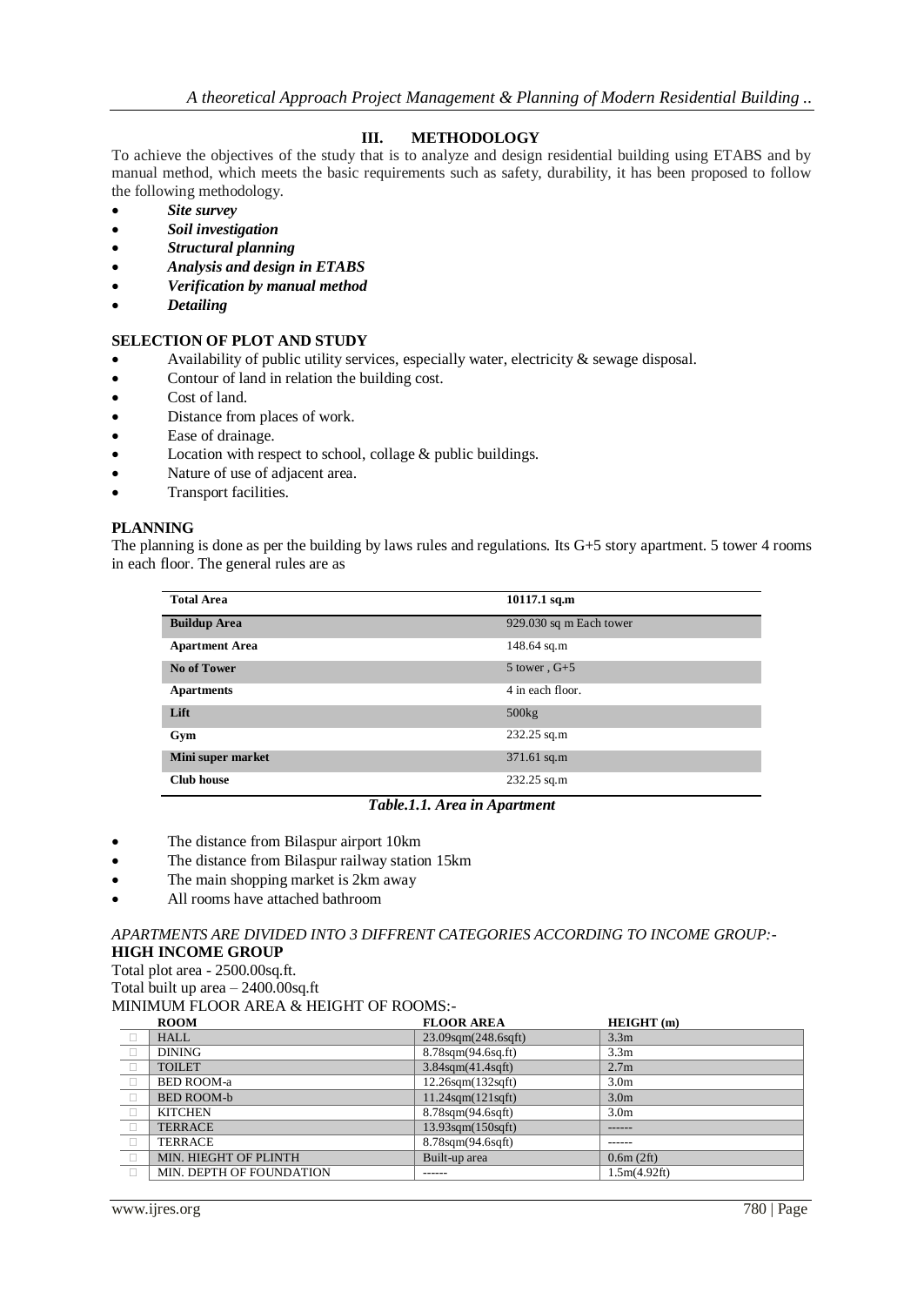## III. METHODOLOGY

To achieve the objectives of the study that is to analyze and design residential building using ETABS and by manual method, which meets the basic requirements such as safety, durability, it has been proposed to follow the following methodology.

- ***Site survey***
- ***Soil investigation***
- ***Structural planning***
- ***Analysis and design in ETABS***
- ***Verification by manual method***
- ***Detailing***

### SELECTION OF PLOT AND STUDY

- Availability of public utility services, especially water, electricity & sewage disposal.
- Contour of land in relation the building cost.
- Cost of land.
- Distance from places of work.
- Ease of drainage.
- Location with respect to school, collage & public buildings.
- Nature of use of adjacent area.
- Transport facilities.

### PLANNING

The planning is done as per the building by laws rules and regulations. Its G+5 story apartment. 5 tower 4 rooms in each floor. The general rules are as

| **Total Area** | **10117.1 sq.m** |
|---|---|
| **Buildup Area** | 929.030 sq m Each tower |
| **Apartment Area** | 148.64 sq.m |
| **No of Tower** | 5 tower , G+5 |
| **Apartments** | 4 in each floor. |
| **Lift** | 500kg |
| **Gym** | 232.25 sq.m |
| **Mini super market** | 371.61 sq.m |
| **Club house** | 232.25 sq.m |

***Table.1.1. Area in Apartment***

- The distance from Bilaspur airport 10km
- The distance from Bilaspur railway station 15km
- The main shopping market is 2km away
- All rooms have attached bathroom

*APARTMENTS ARE DIVIDED INTO 3 DIFFRENT CATEGORIES ACCORDING TO INCOME GROUP:-*

**HIGH INCOME GROUP**

Total plot area - 2500.00sq.ft.

Total built up area – 2400.00sq.ft

MINIMUM FLOOR AREA & HEIGHT OF ROOMS:-

| | ROOM | FLOOR AREA | HEIGHT (m) |
|---|---|---|---|
| □ | HALL | 23.09sqm(248.6sqft) | 3.3m |
| □ | DINING | 8.78sqm(94.6sq.ft) | 3.3m |
| □ | TOILET | 3.84sqm(41.4sqft) | 2.7m |
| □ | BED ROOM-a | 12.26sqm(132sqft) | 3.0m |
| □ | BED ROOM-b | 11.24sqm(121sqft) | 3.0m |
| □ | KITCHEN | 8.78sqm(94.6sqft) | 3.0m |
| □ | TERRACE | 13.93sqm(150sqft) | ------ |
| □ | TERRACE | 8.78sqm(94.6sqft) | ------ |
| □ | MIN. HIEGHT OF PLINTH | Built-up area | 0.6m (2ft) |
| □ | MIN. DEPTH OF FOUNDATION | ------ | 1.5m(4.92ft) |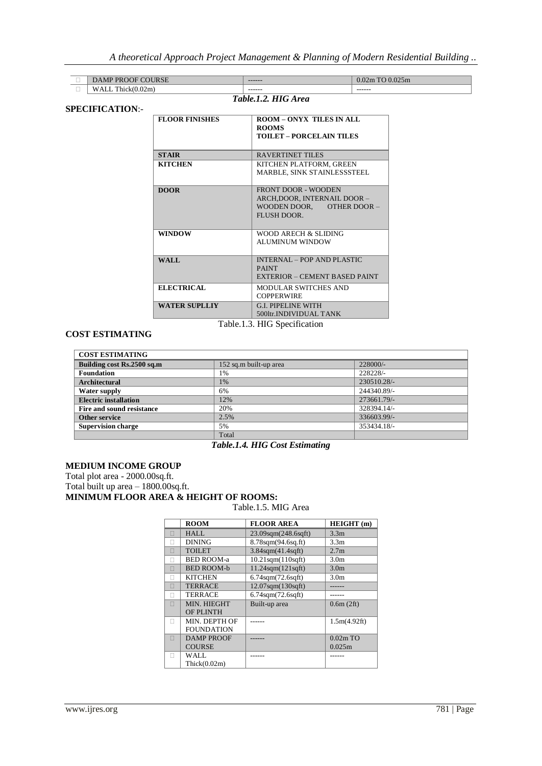| | | | |
|---|---|---|---|
| □ | DAMP PROOF COURSE | ------ | 0.02m TO 0.025m |
| □ | WALL Thick(0.02m) | ------ | ------ |

*Table.1.2. HIG Area*

**SPECIFICATION**:-

| FLOOR FINISHES | ROOM – ONYX TILES IN ALL ROOMS<br>TOILET – PORCELAIN TILES |
|---|---|
| STAIR | RAVERTINET TILES |
| KITCHEN | KITCHEN PLATFORM, GREEN MARBLE, SINK STAINLESSSTEEL |
| DOOR | FRONT DOOR - WOODEN ARCH,DOOR, INTERNAIL DOOR – WOODEN DOOR, OTHER DOOR – FLUSH DOOR. |
| WINDOW | WOOD ARECH & SLIDING ALUMINUM WINDOW |
| WALL | INTERNAL – POP AND PLASTIC PAINT<br>EXTERIOR – CEMENT BASED PAINT |
| ELECTRICAL | MODULAR SWITCHES AND COPPERWIRE |
| WATER SUPLLIY | G.I. PIPELINE WITH 500ltr.INDIVIDUAL TANK |

Table.1.3. HIG Specification

**COST ESTIMATING**

| COST ESTIMATING | | |
|---|---|---|
| **Building cost Rs.2500 sq.m** | 152 sq.m built-up area | 228000/- |
| **Foundation** | 1% | 228228/- |
| **Architectural** | 1% | 230510.28/- |
| **Water supply** | 6% | 244340.89/- |
| **Electric installation** | 12% | 273661.79/- |
| **Fire and sound resistance** | 20% | 328394.14/- |
| **Other service** | 2.5% | 336603.99/- |
| **Supervision charge** | 5% | 353434.18/- |
| | Total | |

*Table.1.4. HIG Cost Estimating*

**MEDIUM INCOME GROUP**

Total plot area - 2000.00sq.ft.

Total built up area – 1800.00sq.ft.

**MINIMUM FLOOR AREA & HEIGHT OF ROOMS:**

Table.1.5. MIG Area

| | ROOM | FLOOR AREA | HEIGHT (m) |
|---|---|---|---|
| □ | HALL | 23.09sqm(248.6sqft) | 3.3m |
| □ | DINING | 8.78sqm(94.6sq.ft) | 3.3m |
| □ | TOILET | 3.84sqm(41.4sqft) | 2.7m |
| □ | BED ROOM-a | 10.21sqm(110sqft) | 3.0m |
| □ | BED ROOM-b | 11.24sqm(121sqft) | 3.0m |
| □ | KITCHEN | 6.74sqm(72.6sqft) | 3.0m |
| □ | TERRACE | 12.07sqm(130sqft) | ------ |
| □ | TERRACE | 6.74sqm(72.6sqft) | ------ |
| □ | MIN. HIEGHT OF PLINTH | Built-up area | 0.6m (2ft) |
| □ | MIN. DEPTH OF FOUNDATION | ------ | 1.5m(4.92ft) |
| □ | DAMP PROOF COURSE | ------ | 0.02m TO 0.025m |
| □ | WALL Thick(0.02m) | ------ | ------ |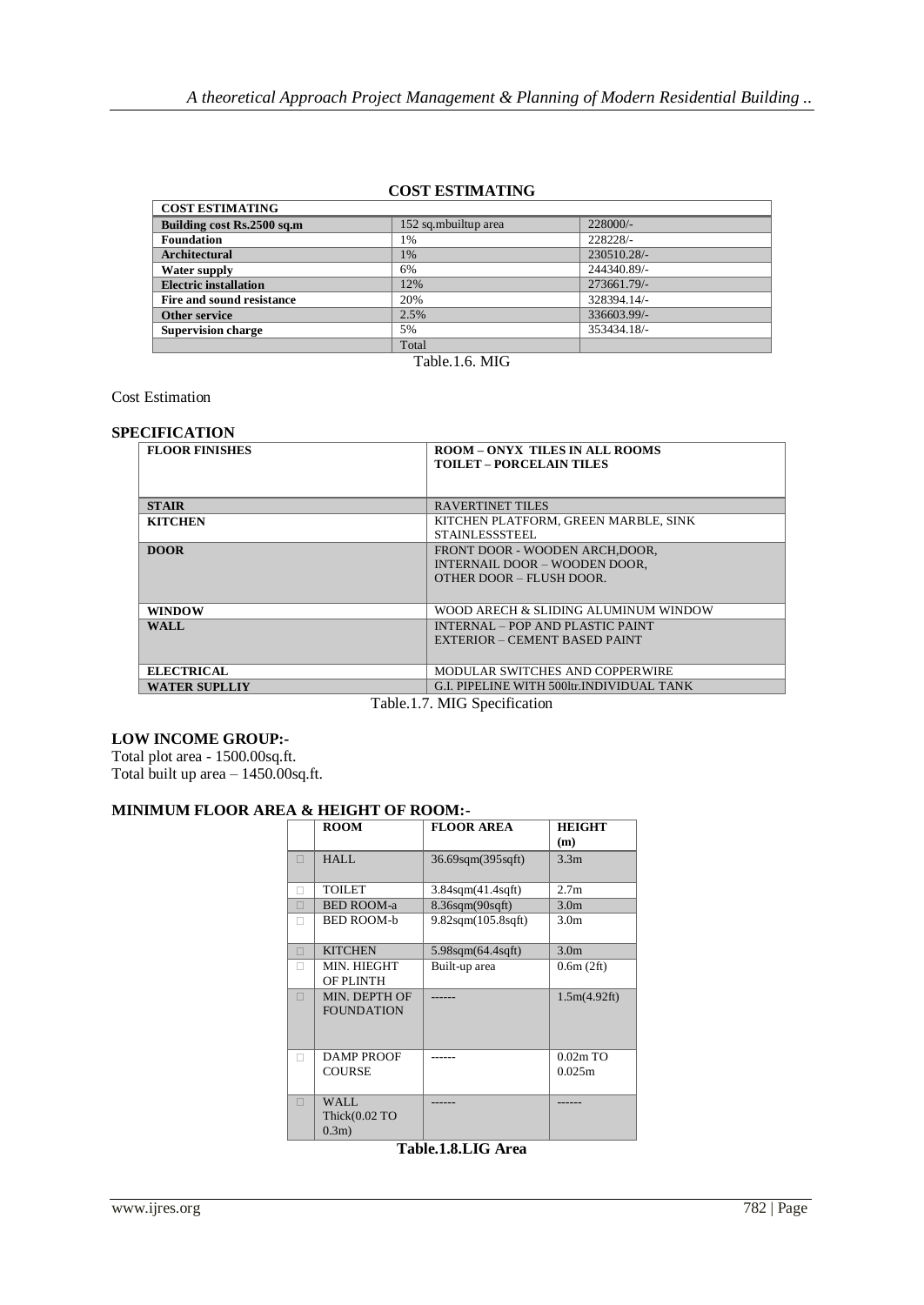## COST ESTIMATING

| COST ESTIMATING | | |
|---|---|---|
| **Building cost Rs.2500 sq.m** | 152 sq.mbuiltup area | 228000/- |
| **Foundation** | 1% | 228228/- |
| **Architectural** | 1% | 230510.28/- |
| **Water supply** | 6% | 244340.89/- |
| **Electric installation** | 12% | 273661.79/- |
| **Fire and sound resistance** | 20% | 328394.14/- |
| **Other service** | 2.5% | 336603.99/- |
| **Supervision charge** | 5% | 353434.18/- |
| | Total | |

Table.1.6. MIG

Cost Estimation

### SPECIFICATION

| FLOOR FINISHES | ROOM – ONYX TILES IN ALL ROOMS<br>TOILET – PORCELAIN TILES |
|---|---|
| **STAIR** | RAVERTINET TILES |
| **KITCHEN** | KITCHEN PLATFORM, GREEN MARBLE, SINK STAINLESSSTEEL |
| **DOOR** | FRONT DOOR - WOODEN ARCH,DOOR,<br>INTERNAIL DOOR – WOODEN DOOR,<br>OTHER DOOR – FLUSH DOOR. |
| **WINDOW** | WOOD ARECH & SLIDING ALUMINUM WINDOW |
| **WALL** | INTERNAL – POP AND PLASTIC PAINT<br>EXTERIOR – CEMENT BASED PAINT |
| **ELECTRICAL** | MODULAR SWITCHES AND COPPERWIRE |
| **WATER SUPLLIY** | G.I. PIPELINE WITH 500ltr.INDIVIDUAL TANK |

Table.1.7. MIG Specification

### LOW INCOME GROUP:-

Total plot area - 1500.00sq.ft.
Total built up area – 1450.00sq.ft.

### MINIMUM FLOOR AREA & HEIGHT OF ROOM:-

| | ROOM | FLOOR AREA | HEIGHT (m) |
|---|---|---|---|
| □ | HALL | 36.69sqm(395sqft) | 3.3m |
| □ | TOILET | 3.84sqm(41.4sqft) | 2.7m |
| □ | BED ROOM-a | 8.36sqm(90sqft) | 3.0m |
| □ | BED ROOM-b | 9.82sqm(105.8sqft) | 3.0m |
| □ | KITCHEN | 5.98sqm(64.4sqft) | 3.0m |
| □ | MIN. HIEGHT OF PLINTH | Built-up area | 0.6m (2ft) |
| □ | MIN. DEPTH OF FOUNDATION | ------ | 1.5m(4.92ft) |
| □ | DAMP PROOF COURSE | ------ | 0.02m TO 0.025m |
| □ | WALL Thick(0.02 TO 0.3m) | ------ | ------ |

**Table.1.8.LIG Area**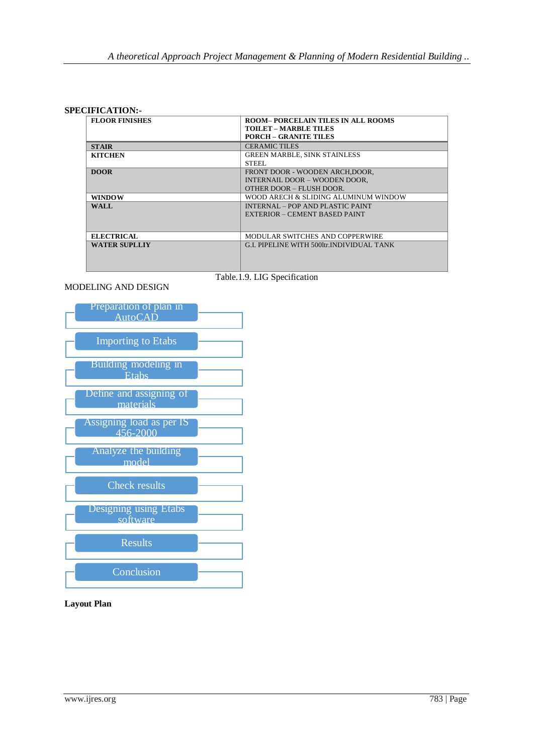**SPECIFICATION:-**

| FLOOR FINISHES | ROOM– PORCELAIN TILES IN ALL ROOMS<br>TOILET – MARBLE TILES<br>PORCH – GRANITE TILES |
|---|---|
| **STAIR** | CERAMIC TILES |
| **KITCHEN** | GREEN MARBLE, SINK STAINLESS STEEL |
| **DOOR** | FRONT DOOR - WOODEN ARCH,DOOR,<br>INTERNAIL DOOR – WOODEN DOOR,<br>OTHER DOOR – FLUSH DOOR. |
| **WINDOW** | WOOD ARECH & SLIDING ALUMINUM WINDOW |
| **WALL** | INTERNAL – POP AND PLASTIC PAINT<br>EXTERIOR – CEMENT BASED PAINT |
| **ELECTRICAL** | MODULAR SWITCHES AND COPPERWIRE |
| **WATER SUPLLIY** | G.I. PIPELINE WITH 500ltr.INDIVIDUAL TANK |

Table.1.9. LIG Specification

MODELING AND DESIGN

- Preparation of plan in AutoCAD
- Importing to Etabs
- Building modeling in Etabs
- Define and assigning of materials
- Assigning load as per IS 456-2000
- Analyze the building model
- Check results
- Designing using Etabs software
- Results
- Conclusion

**Layout Plan**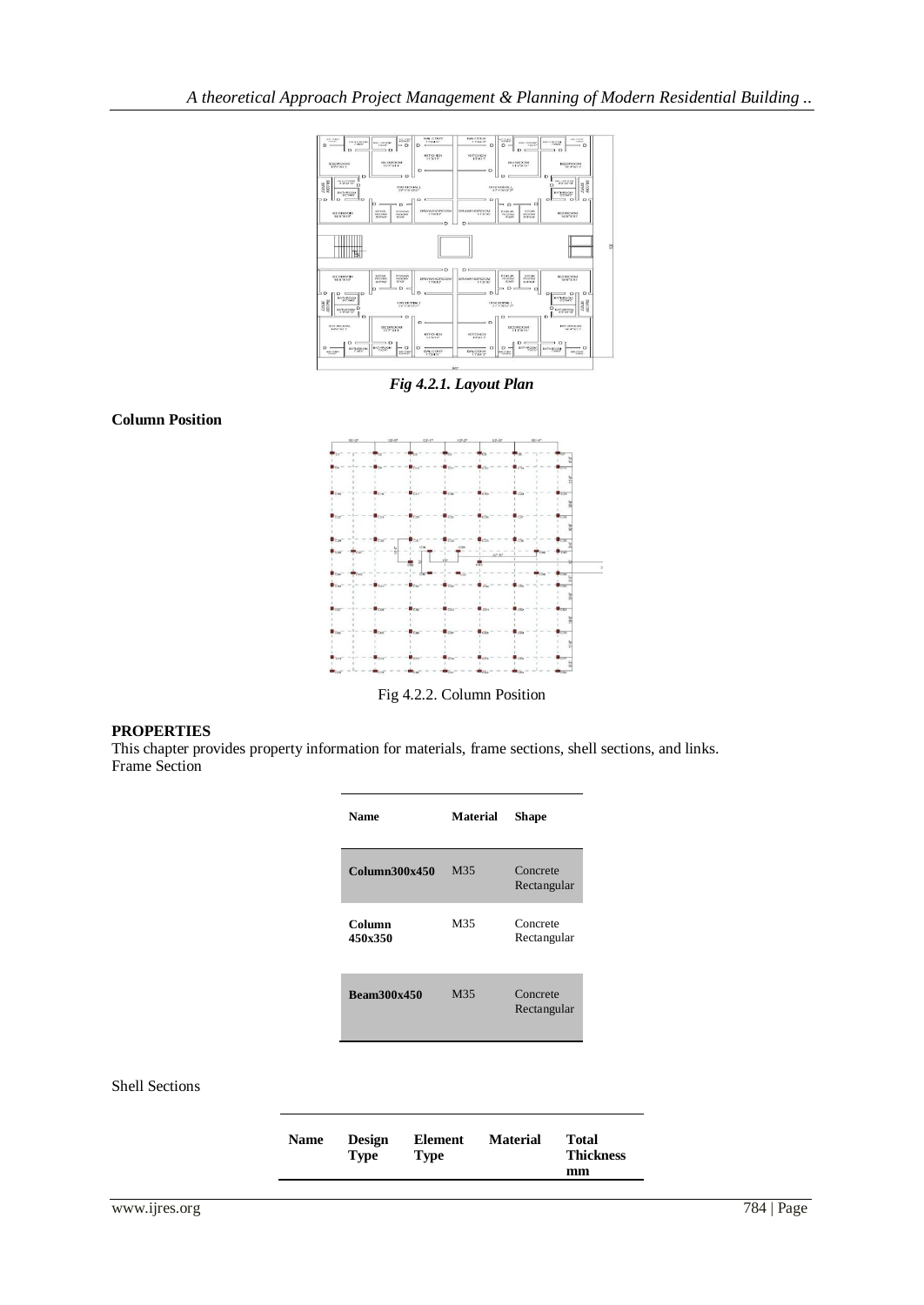*Fig 4.2.1. Layout Plan*

**Column Position**

Fig 4.2.2. Column Position

**PROPERTIES**

This chapter provides property information for materials, frame sections, shell sections, and links.

Frame Section

| Name | Material | Shape |
|---|---|---|
| **Column300x450** | M35 | Concrete Rectangular |
| **Column 450x350** | M35 | Concrete Rectangular |
| **Beam300x450** | M35 | Concrete Rectangular |

Shell Sections

| Name | Design Type | Element Type | Material | Total Thickness mm |
|---|---|---|---|---|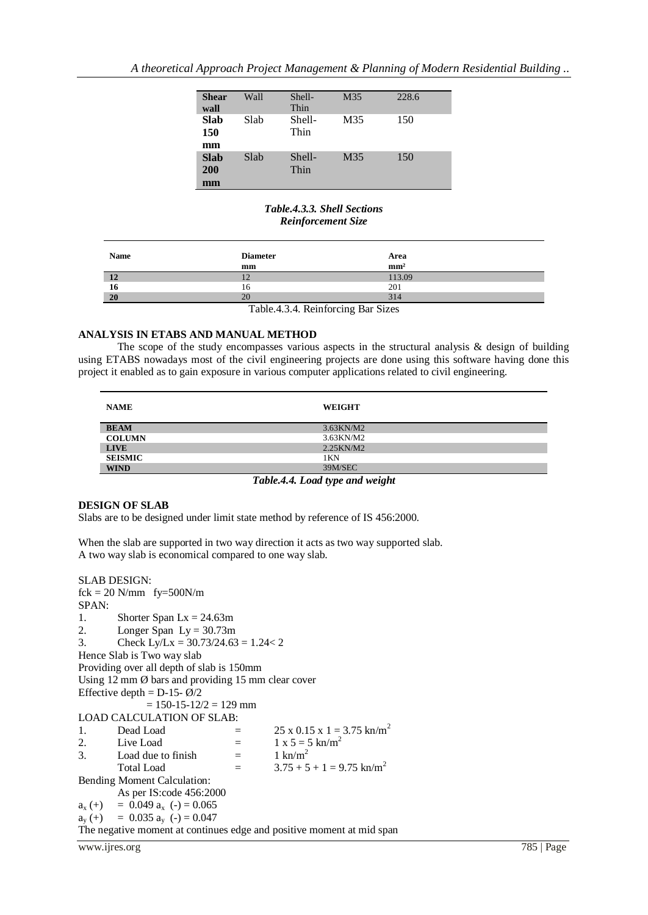| Shear wall | Wall | Shell-Thin | M35 | 228.6 |
|---|---|---|---|---|
| Slab 150 mm | Slab | Shell-Thin | M35 | 150 |
| Slab 200 mm | Slab | Shell-Thin | M35 | 150 |

*Table.4.3.3. Shell Sections*
*Reinforcement Size*

| Name | Diameter mm | Area mm² |
|---|---|---|
| 12 | 12 | 113.09 |
| 16 | 16 | 201 |
| 20 | 20 | 314 |

Table.4.3.4. Reinforcing Bar Sizes

## ANALYSIS IN ETABS AND MANUAL METHOD

The scope of the study encompasses various aspects in the structural analysis & design of building using ETABS nowadays most of the civil engineering projects are done using this software having done this project it enabled as to gain exposure in various computer applications related to civil engineering.

| NAME | WEIGHT |
|---|---|
| BEAM | 3.63KN/M2 |
| COLUMN | 3.63KN/M2 |
| LIVE | 2.25KN/M2 |
| SEISMIC | 1KN |
| WIND | 39M/SEC |

*Table.4.4. Load type and weight*

## DESIGN OF SLAB

Slabs are to be designed under limit state method by reference of IS 456:2000.

When the slab are supported in two way direction it acts as two way supported slab.
A two way slab is economical compared to one way slab.

SLAB DESIGN:
fck = 20 N/mm fy=500N/m
SPAN:

1. Shorter Span Lx = 24.63m
2. Longer Span Ly = 30.73m
3. Check Ly/Lx = 30.73/24.63 = 1.24< 2

Hence Slab is Two way slab
Providing over all depth of slab is 150mm
Using 12 mm Ø bars and providing 15 mm clear cover
Effective depth = D-15- Ø/2
= 150-15-12/2 = 129 mm

LOAD CALCULATION OF SLAB:

1. Dead Load = $25 \times 0.15 \times 1 = 3.75$ kn/m$^2$
2. Live Load = $1 \times 5 = 5$ kn/m$^2$
3. Load due to finish = 1 kn/m$^2$

   Total Load = $3.75 + 5 + 1 = 9.75$ kn/m$^2$

Bending Moment Calculation:
As per IS:code 456:2000

$a_x (+) = 0.049$ $a_x (-) = 0.065$

$a_y (+) = 0.035$ $a_y (-) = 0.047$

The negative moment at continues edge and positive moment at mid span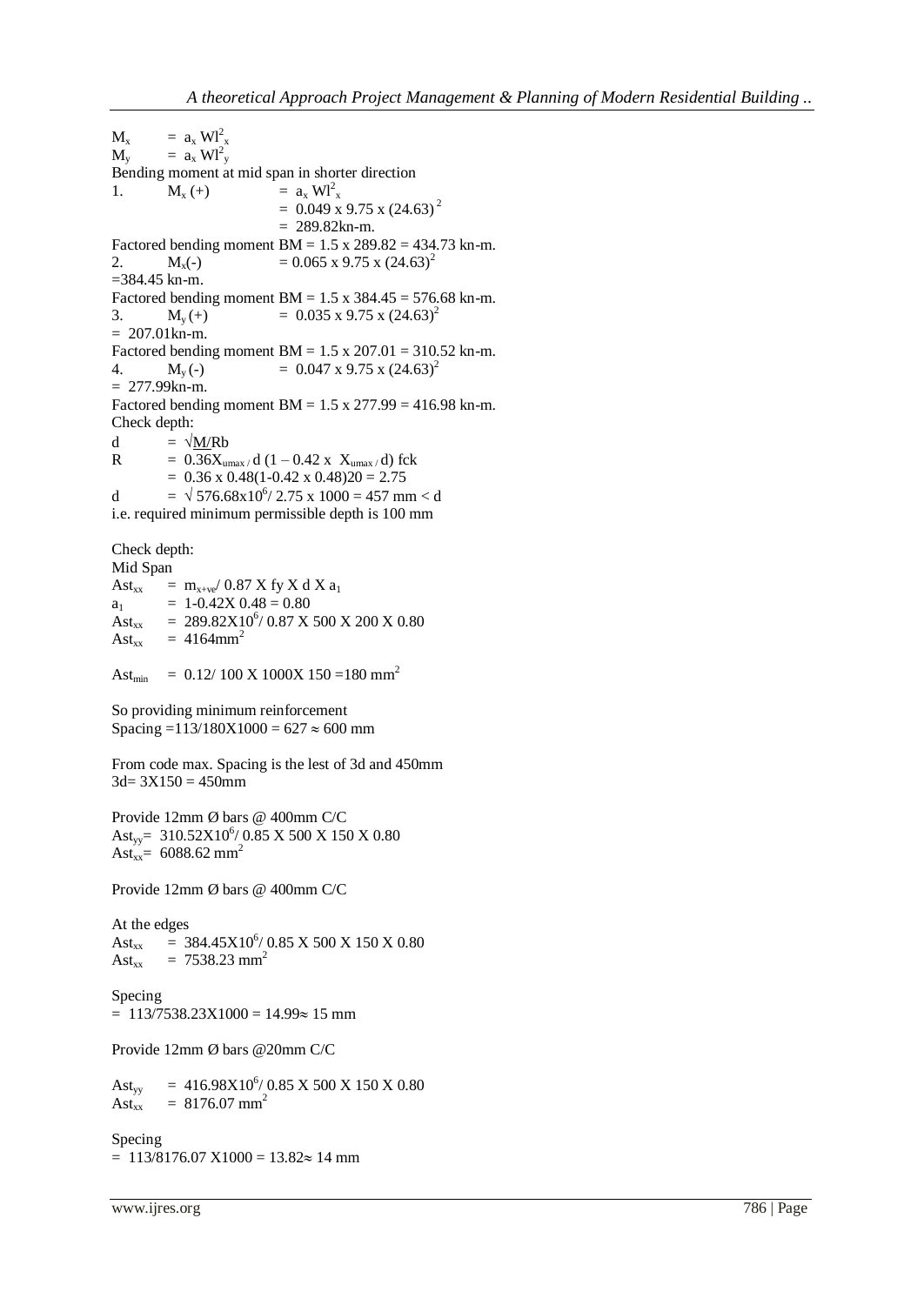$M_x = a_x Wl^2_x$
$M_y = a_x Wl^2_y$

Bending moment at mid span in shorter direction

1. $M_x (+) = a_x Wl^2_x$
 $= 0.049 \times 9.75 \times (24.63)^2$
 $= 289.82$kn-m.

Factored bending moment BM = 1.5 x 289.82 = 434.73 kn-m.

2. $M_x(-) = 0.065 \times 9.75 \times (24.63)^2$
=384.45 kn-m.

Factored bending moment BM = 1.5 x 384.45 = 576.68 kn-m.

3. $M_y (+) = 0.035 \times 9.75 \times (24.63)^2$
= 207.01kn-m.

Factored bending moment BM = 1.5 x 207.01 = 310.52 kn-m.

4. $M_y (-) = 0.047 \times 9.75 \times (24.63)^2$
= 277.99kn-m.

Factored bending moment BM = 1.5 x 277.99 = 416.98 kn-m.

Check depth:

$d = \sqrt{M/Rb}$

$R = 0.36X_{umax\,/}\, d\,(1 - 0.42 \times X_{umax\,/}\, d)\, fck$

$= 0.36 \times 0.48(1\text{-}0.42 \times 0.48)20 = 2.75$

$d = \sqrt{576.68\text{x}10^6 / 2.75 \times 1000} = 457 \text{ mm} < d$

i.e. required minimum permissible depth is 100 mm

Check depth:

Mid Span

$Ast_{xx} = m_{x+ve} / 0.87 \text{ X fy X d X } a_1$

$a_1 = 1\text{-}0.42\text{X } 0.48 = 0.80$

$Ast_{xx} = 289.82\text{X}10^6 / 0.87 \text{ X } 500 \text{ X } 200 \text{ X } 0.80$

$Ast_{xx} = 4164\text{mm}^2$

$Ast_{min} = 0.12/ 100 \text{ X } 1000\text{X } 150 = 180 \text{ mm}^2$

So providing minimum reinforcement

Spacing =113/180X1000 = 627 ≈ 600 mm

From code max. Spacing is the lest of 3d and 450mm

3d= 3X150 = 450mm

Provide 12mm Ø bars @ 400mm C/C

$Ast_{yy} = 310.52\text{X}10^6 / 0.85 \text{ X } 500 \text{ X } 150 \text{ X } 0.80$

$Ast_{xx} = 6088.62 \text{ mm}^2$

Provide 12mm Ø bars @ 400mm C/C

At the edges

$Ast_{xx} = 384.45\text{X}10^6 / 0.85 \text{ X } 500 \text{ X } 150 \text{ X } 0.80$

$Ast_{xx} = 7538.23 \text{ mm}^2$

Specing

= 113/7538.23X1000 = 14.99≈ 15 mm

Provide 12mm Ø bars @20mm C/C

$Ast_{yy} = 416.98\text{X}10^6 / 0.85 \text{ X } 500 \text{ X } 150 \text{ X } 0.80$

$Ast_{xx} = 8176.07 \text{ mm}^2$

Specing

= 113/8176.07 X1000 = 13.82≈ 14 mm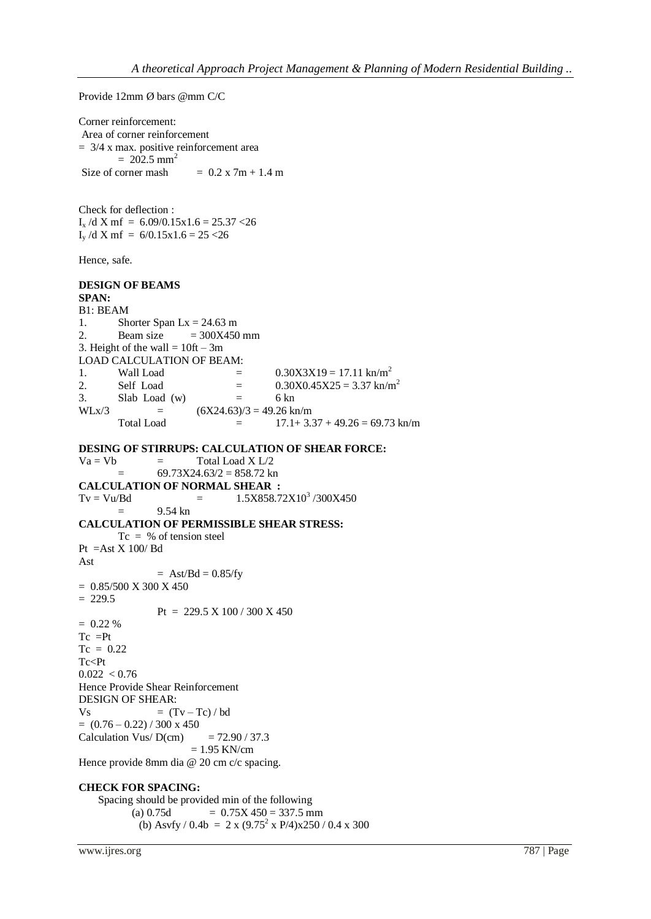Provide 12mm Ø bars @mm C/C

Corner reinforcement:
Area of corner reinforcement
= 3/4 x max. positive reinforcement area
= 202.5 $mm^2$
Size of corner mash = 0.2 x 7m + 1.4 m

Check for deflection :
$I_x$ /d X mf = 6.09/0.15x1.6 = 25.37 <26
$I_y$ /d X mf = 6/0.15x1.6 = 25 <26

Hence, safe.

**DESIGN OF BEAMS**

**SPAN:**

B1: BEAM

1. Shorter Span Lx = 24.63 m
2. Beam size = 300X450 mm
3. Height of the wall = 10ft – 3m

LOAD CALCULATION OF BEAM:

1. Wall Load = 0.30X3X19 = 17.11 kn/$m^2$
2. Self Load = 0.30X0.45X25 = 3.37 kn/$m^2$
3. Slab Load (w) = 6 kn

WLx/3 = (6X24.63)/3 = 49.26 kn/m
Total Load = 17.1+ 3.37 + 49.26 = 69.73 kn/m

**DESING OF STIRRUPS: CALCULATION OF SHEAR FORCE:**

Va = Vb = Total Load X L/2
= 69.73X24.63/2 = 858.72 kn

**CALCULATION OF NORMAL SHEAR :**

Tv = Vu/Bd = 1.5X858.72X$10^3$ /300X450
= 9.54 kn

**CALCULATION OF PERMISSIBLE SHEAR STRESS:**

Tc = % of tension steel
Pt =Ast X 100/ Bd
Ast
= Ast/Bd = 0.85/fy
= 0.85/500 X 300 X 450
= 229.5
Pt = 229.5 X 100 / 300 X 450
= 0.22 %
Tc =Pt
Tc = 0.22
Tc<Pt
0.022 < 0.76
Hence Provide Shear Reinforcement
DESIGN OF SHEAR:
Vs = (Tv – Tc) / bd
= (0.76 – 0.22) / 300 x 450
Calculation Vus/ D(cm) = 72.90 / 37.3
= 1.95 KN/cm
Hence provide 8mm dia @ 20 cm c/c spacing.

**CHECK FOR SPACING:**

Spacing should be provided min of the following
(a) 0.75d = 0.75X 450 = 337.5 mm
(b) Asvfy / 0.4b = 2 x (9.75$^2$ x P/4)x250 / 0.4 x 300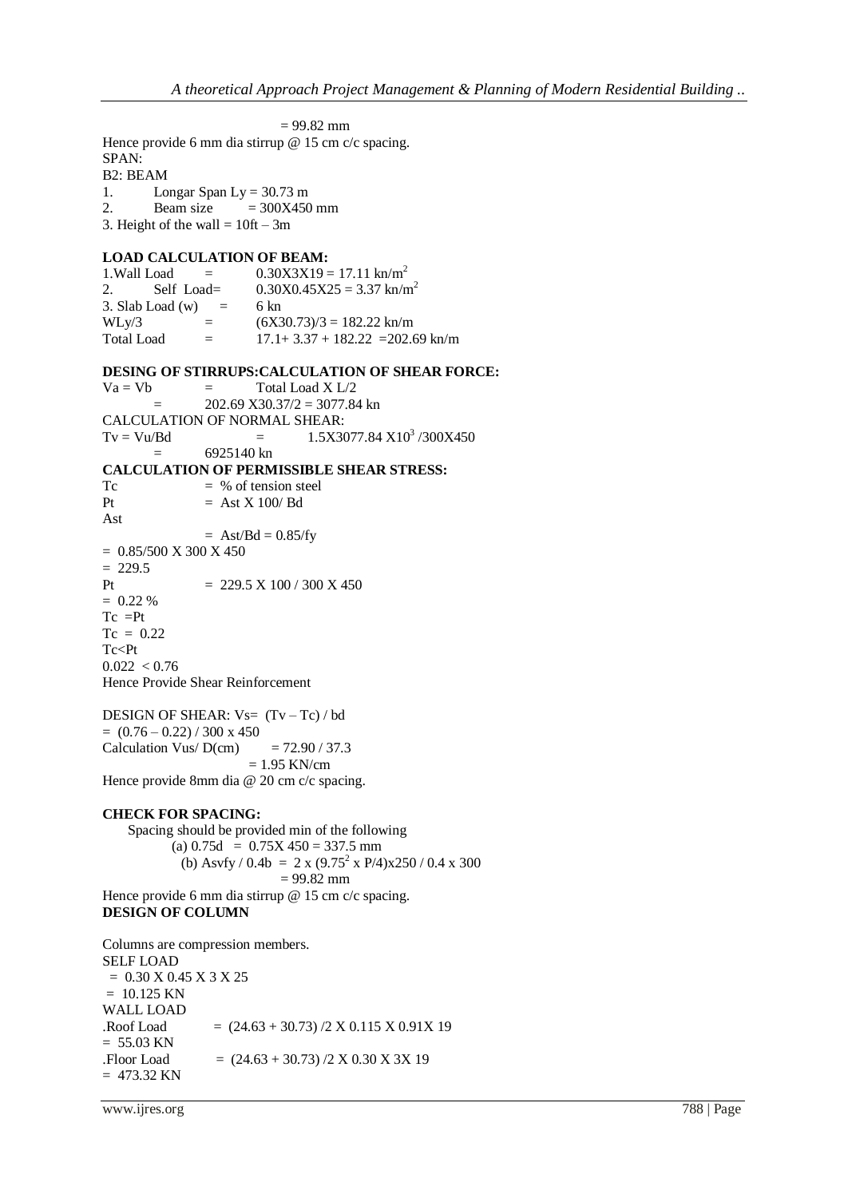$= 99.82$ mm

Hence provide 6 mm dia stirrup @ 15 cm c/c spacing.

SPAN:

B2: BEAM

1. Longar Span $L_y = 30.73$ m
2. Beam size $= 300X450$ mm
3. Height of the wall $= 10ft – 3m$

**LOAD CALCULATION OF BEAM:**

1. Wall Load $= 0.30X3X19 = 17.11$ kn/m$^2$
2. Self Load $= 0.30X0.45X25 = 3.37$ kn/m$^2$
3. Slab Load (w) $=$ 6 kn

$WL_y/3 = (6X30.73)/3 = 182.22$ kn/m

Total Load $= 17.1 + 3.37 + 182.22 = 202.69$ kn/m

**DESING OF STIRRUPS:CALCULATION OF SHEAR FORCE:**

$V_a = V_b$ = Total Load X L/2

$= 202.69 X30.37/2 = 3077.84$ kn

CALCULATION OF NORMAL SHEAR:

$T_v = V_u/Bd = 1.5X3077.84 X10^3 /300X450$

$= 6925140$ kn

**CALCULATION OF PERMISSIBLE SHEAR STRESS:**

Tc = % of tension steel

Pt = Ast X 100/ Bd

Ast

$= Ast/Bd = 0.85/fy$

$= 0.85/500 X 300 X 450$

$= 229.5$

Pt $= 229.5 X 100 / 300 X 450$

$= 0.22$ %

Tc = Pt

Tc = 0.22

Tc<Pt

$0.022 < 0.76$

Hence Provide Shear Reinforcement

DESIGN OF SHEAR: $Vs = (Tv – Tc) / bd$

$= (0.76 – 0.22) / 300 x 450$

Calculation Vus/ D(cm) $= 72.90 / 37.3$

$= 1.95$ KN/cm

Hence provide 8mm dia @ 20 cm c/c spacing.

**CHECK FOR SPACING:**

Spacing should be provided min of the following

(a) $0.75d = 0.75X 450 = 337.5$ mm

(b) $Asvfy / 0.4b = 2 x (9.75^2 x P/4)x250 / 0.4 x 300$

$= 99.82$ mm

Hence provide 6 mm dia stirrup @ 15 cm c/c spacing.

**DESIGN OF COLUMN**

Columns are compression members.

SELF LOAD

$= 0.30 X 0.45 X 3 X 25$

$= 10.125$ KN

WALL LOAD

.Roof Load $= (24.63 + 30.73) /2 X 0.115 X 0.91X 19$

$= 55.03$ KN

.Floor Load $= (24.63 + 30.73) /2 X 0.30 X 3X 19$

$= 473.32$ KN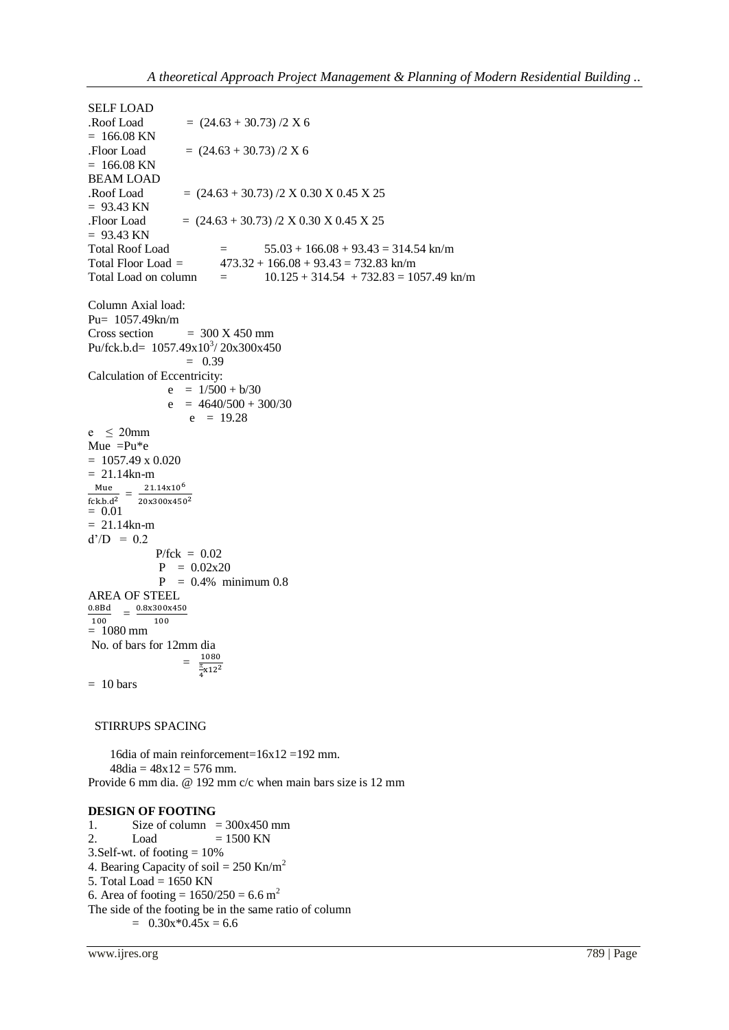SELF LOAD

.Roof Load = (24.63 + 30.73) /2 X 6
= 166.08 KN

.Floor Load = (24.63 + 30.73) /2 X 6
= 166.08 KN

BEAM LOAD

.Roof Load = (24.63 + 30.73) /2 X 0.30 X 0.45 X 25
= 93.43 KN

.Floor Load = (24.63 + 30.73) /2 X 0.30 X 0.45 X 25
= 93.43 KN

Total Roof Load = 55.03 + 166.08 + 93.43 = 314.54 kn/m

Total Floor Load = 473.32 + 166.08 + 93.43 = 732.83 kn/m

Total Load on column = 10.125 + 314.54 + 732.83 = 1057.49 kn/m

Column Axial load:

Pu= 1057.49kn/m

Cross section = 300 X 450 mm

$Pu/fck.b.d = 1057.49 \times 10^3 / 20 \times 300 \times 450$
$= 0.39$

Calculation of Eccentricity:

$e = 1/500 + b/30$

$e = 4640/500 + 300/30$

$e = 19.28$

$e \leq 20mm$

Mue =Pu*e
= 1057.49 x 0.020
= 21.14kn-m

$$\frac{Mue}{fck.b.d^2} = \frac{21.14 \times 10^6}{20 \times 300 \times 450^2}$$

= 0.01
= 21.14kn-m

d'/D = 0.2

P/fck = 0.02

P = 0.02x20

P = 0.4% minimum 0.8

AREA OF STEEL

$$\frac{0.8Bd}{100} = \frac{0.8 \times 300 \times 450}{100}$$

= 1080 mm

No. of bars for 12mm dia

$$= \frac{1080}{\frac{\pi}{4} \times 12^2}$$

= 10 bars

STIRRUPS SPACING

16dia of main reinforcement=16x12 =192 mm.

48dia = 48x12 = 576 mm.

Provide 6 mm dia. @ 192 mm c/c when main bars size is 12 mm

**DESIGN OF FOOTING**

1. Size of column = 300x450 mm
2. Load = 1500 KN
3. Self-wt. of footing = 10%
4. Bearing Capacity of soil = 250 $Kn/m^2$
5. Total Load = 1650 KN
6. Area of footing = 1650/250 = 6.6 $m^2$

The side of the footing be in the same ratio of column

= 0.30x*0.45x = 6.6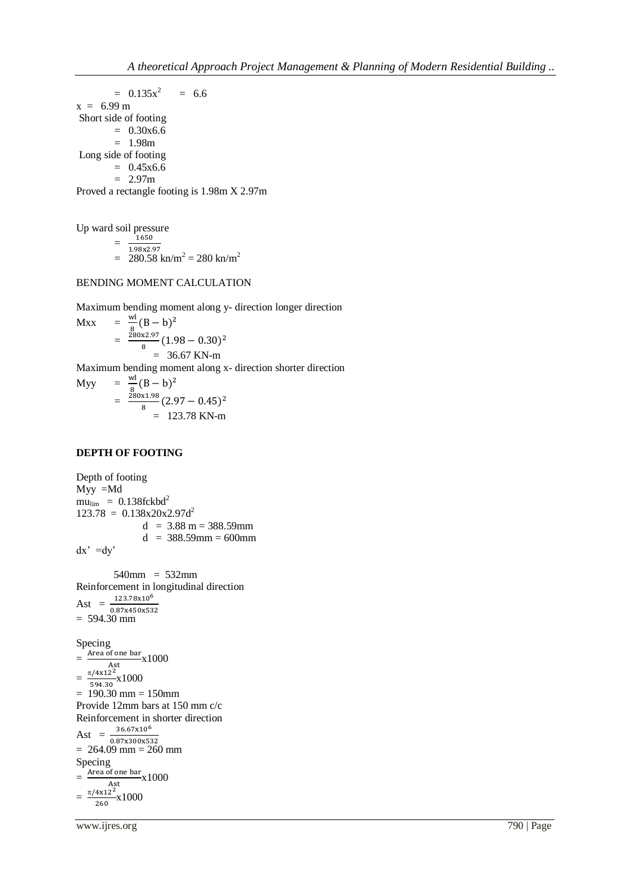$= 0.135x^2 \quad = 6.6$

$x = 6.99$ m

Short side of footing

$= 0.30x6.6$

$= 1.98$m

Long side of footing

$= 0.45x6.6$

$= 2.97$m

Proved a rectangle footing is 1.98m X 2.97m

Up ward soil pressure

$= \frac{1650}{1.98x2.97}$

$= 280.58$ kn/m$^2$ = 280 kn/m$^2$

BENDING MOMENT CALCULATION

Maximum bending moment along y- direction longer direction

$$Mxx = \frac{wl}{8}(B-b)^2$$

$$= \frac{280x2.97}{8}(1.98-0.30)^2$$

$$= 36.67 \text{ KN-m}$$

Maximum bending moment along x- direction shorter direction

$$Myy = \frac{wl}{8}(B-b)^2$$

$$= \frac{280x1.98}{8}(2.97-0.45)^2$$

$$= 123.78 \text{ KN-m}$$

**DEPTH OF FOOTING**

Depth of footing

Myy =Md

$mu_{lim} = 0.138fckbd^2$

$123.78 = 0.138x20x2.97d^2$

$d = 3.88$ m = 388.59mm

$d = 388.59$mm = 600mm

dx' =dy'

540mm = 532mm

Reinforcement in longitudinal direction

Ast $= \frac{123.78x10^6}{0.87x450x532}$

$= 594.30$ mm

Specing

$= \frac{\text{Area of one bar}}{\text{Ast}}x1000$

$= \frac{\pi/4x12^2}{594.30}x1000$

$= 190.30$ mm = 150mm

Provide 12mm bars at 150 mm c/c

Reinforcement in shorter direction

Ast $= \frac{36.67x10^6}{0.87x300x532}$

$= 264.09$ mm = 260 mm

Specing

$= \frac{\text{Area of one bar}}{\text{Ast}}x1000$

$= \frac{\pi/4x12^2}{260}x1000$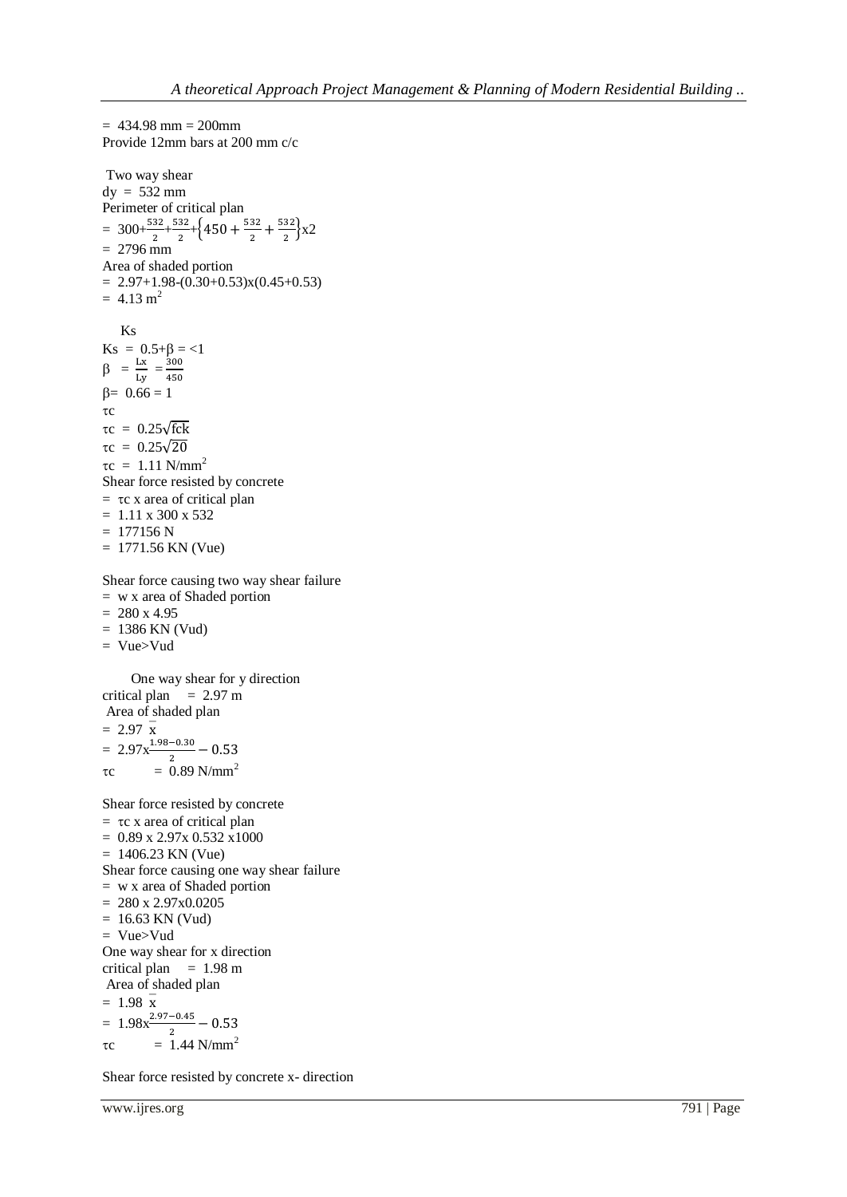= 434.98 mm = 200mm
Provide 12mm bars at 200 mm c/c

Two way shear
dy = 532 mm
Perimeter of critical plan
$= 300+\frac{532}{2}+\frac{532}{2}+\left\{450+\frac{532}{2}+\frac{532}{2}\right\}x2$
= 2796 mm
Area of shaded portion
= 2.97+1.98-(0.30+0.53)x(0.45+0.53)
= 4.13 m$^2$

Ks
Ks = 0.5+β = <1
$\beta = \frac{Lx}{Ly} = \frac{300}{450}$
β= 0.66 = 1
τc
$\tau c = 0.25\sqrt{fck}$
$\tau c = 0.25\sqrt{20}$
τc = 1.11 N/mm$^2$
Shear force resisted by concrete
= τc x area of critical plan
= 1.11 x 300 x 532
= 177156 N
= 1771.56 KN (Vue)

Shear force causing two way shear failure
= w x area of Shaded portion
= 280 x 4.95
= 1386 KN (Vud)
= Vue>Vud

One way shear for y direction
critical plan = 2.97 m
Area of shaded plan
$= 2.97\ \bar{x}$
$= 2.97x\frac{1.98-0.30}{2} - 0.53$
τc = 0.89 N/mm$^2$

Shear force resisted by concrete
= τc x area of critical plan
= 0.89 x 2.97x 0.532 x1000
= 1406.23 KN (Vue)
Shear force causing one way shear failure
= w x area of Shaded portion
= 280 x 2.97x0.0205
= 16.63 KN (Vud)
= Vue>Vud
One way shear for x direction
critical plan = 1.98 m
Area of shaded plan
$= 1.98\ \bar{x}$
$= 1.98x\frac{2.97-0.45}{2} - 0.53$
τc = 1.44 N/mm$^2$

Shear force resisted by concrete x- direction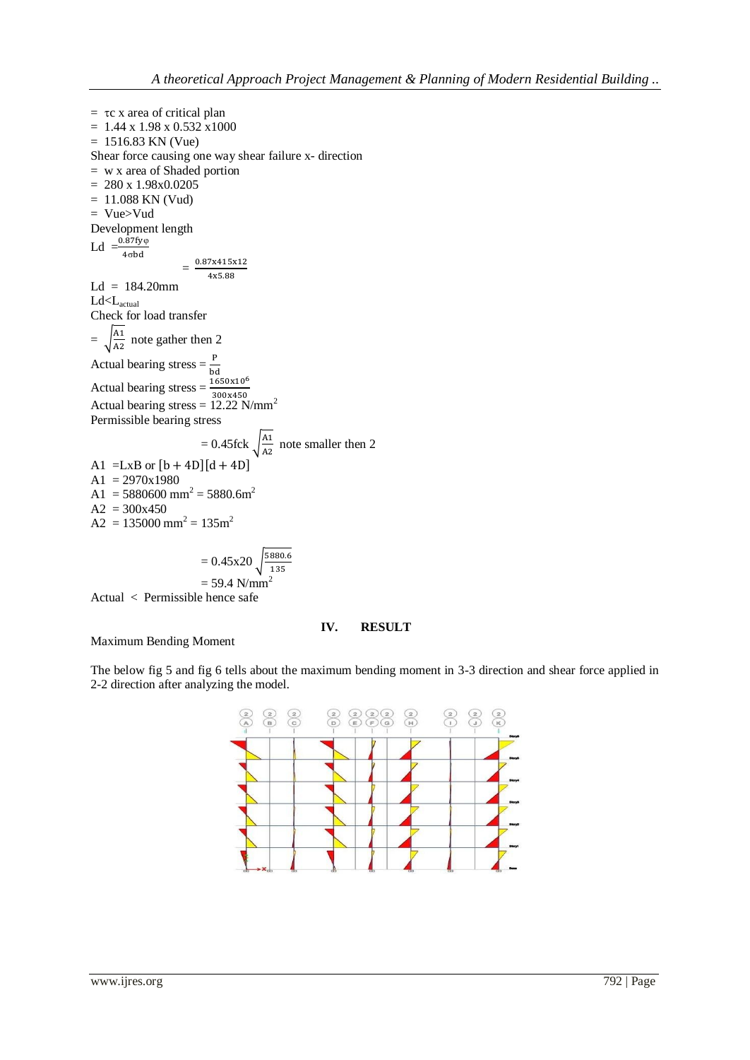= $\tau c$ x area of critical plan
= 1.44 x 1.98 x 0.532 x1000
= 1516.83 KN (Vue)
Shear force causing one way shear failure x- direction
= w x area of Shaded portion
= 280 x 1.98x0.0205
= 11.088 KN (Vud)
= Vue>Vud
Development length

$$L_d = \frac{0.87 f_y \varphi}{4 \sigma b d}$$

$$= \frac{0.87 x 415 x 12}{4 x 5.88}$$

$L_d$ = 184.20mm
$L_d < L_{actual}$
Check for load transfer

$= \sqrt{\frac{A1}{A2}}$ note gather then 2

Actual bearing stress = $\frac{P}{bd}$

Actual bearing stress = $\frac{1650 x 10^6}{300 x 450}$

Actual bearing stress = 12.22 N/mm$^2$

Permissible bearing stress

$$= 0.45 f_{ck} \sqrt{\frac{A1}{A2}} \text{ note smaller then 2}$$

A1 =LxB or $[b + 4D][d + 4D]$
A1 = 2970x1980
A1 = 5880600 mm$^2$ = 5880.6m$^2$
A2 = 300x450
A2 = 135000 mm$^2$ = 135m$^2$

$$= 0.45 x 20 \sqrt{\frac{5880.6}{135}}$$

$$= 59.4 \text{ N/mm}^2$$

Actual < Permissible hence safe

## IV. RESULT

Maximum Bending Moment

The below fig 5 and fig 6 tells about the maximum bending moment in 3-3 direction and shear force applied in 2-2 direction after analyzing the model.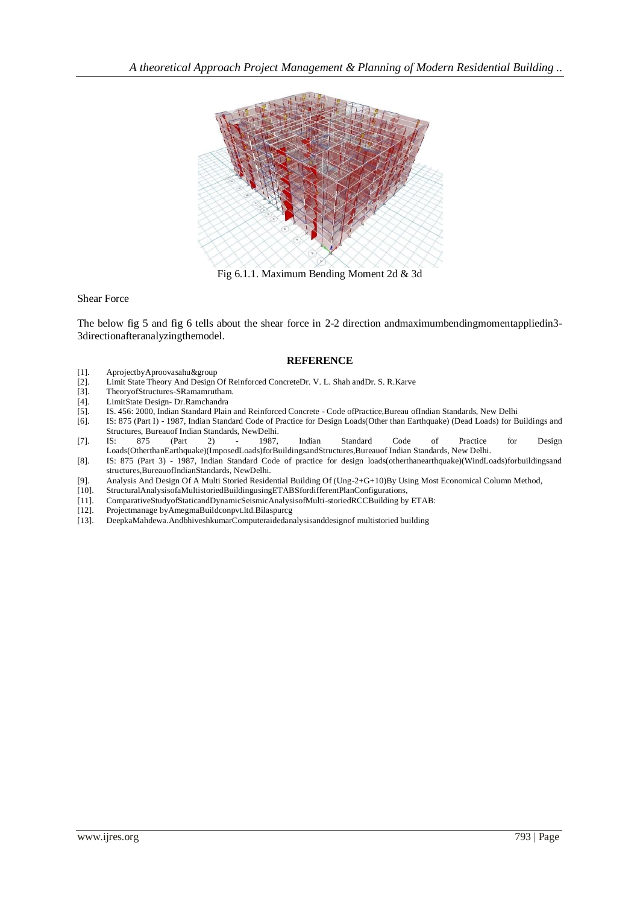Fig 6.1.1. Maximum Bending Moment 2d & 3d

Shear Force

The below fig 5 and fig 6 tells about the shear force in 2-2 direction andmaximumbendingmomentappliedin3-3directionafteranalyzingthemodel.

## REFERENCE

[1]. AprojectbyAproovasahu&group
[2]. Limit State Theory And Design Of Reinforced ConcreteDr. V. L. Shah andDr. S. R.Karve
[3]. TheoryofStructures-SRamamrutham.
[4]. LimitState Design- Dr.Ramchandra
[5]. IS. 456: 2000, Indian Standard Plain and Reinforced Concrete - Code ofPractice,Bureau ofIndian Standards, New Delhi
[6]. IS: 875 (Part I) - 1987, Indian Standard Code of Practice for Design Loads(Other than Earthquake) (Dead Loads) for Buildings and Structures, Bureauof Indian Standards, NewDelhi.
[7]. IS: 875 (Part 2) - 1987, Indian Standard Code of Practice for Design Loads(OtherthanEarthquake)(ImposedLoads)forBuildingsandStructures,Bureauof Indian Standards, New Delhi.
[8]. IS: 875 (Part 3) - 1987, Indian Standard Code of practice for design loads(otherthanearthquake)(WindLoads)forbuildingsand structures,BureauofIndianStandards, NewDelhi.
[9]. Analysis And Design Of A Multi Storied Residential Building Of (Ung-2+G+10)By Using Most Economical Column Method,
[10]. StructuralAnalysisofaMultistoriedBuildingusingETABSfordifferentPlanConfigurations,
[11]. ComparativeStudyofStaticandDynamicSeismicAnalysisofMulti-storiedRCCBuilding by ETAB:
[12]. Projectmanage byAmegmaBuildconpvt.ltd.Bilaspurcg
[13]. DeepkaMahdewa.AndbhiveshkumarComputeraidedanalysisanddesignof multistoried building